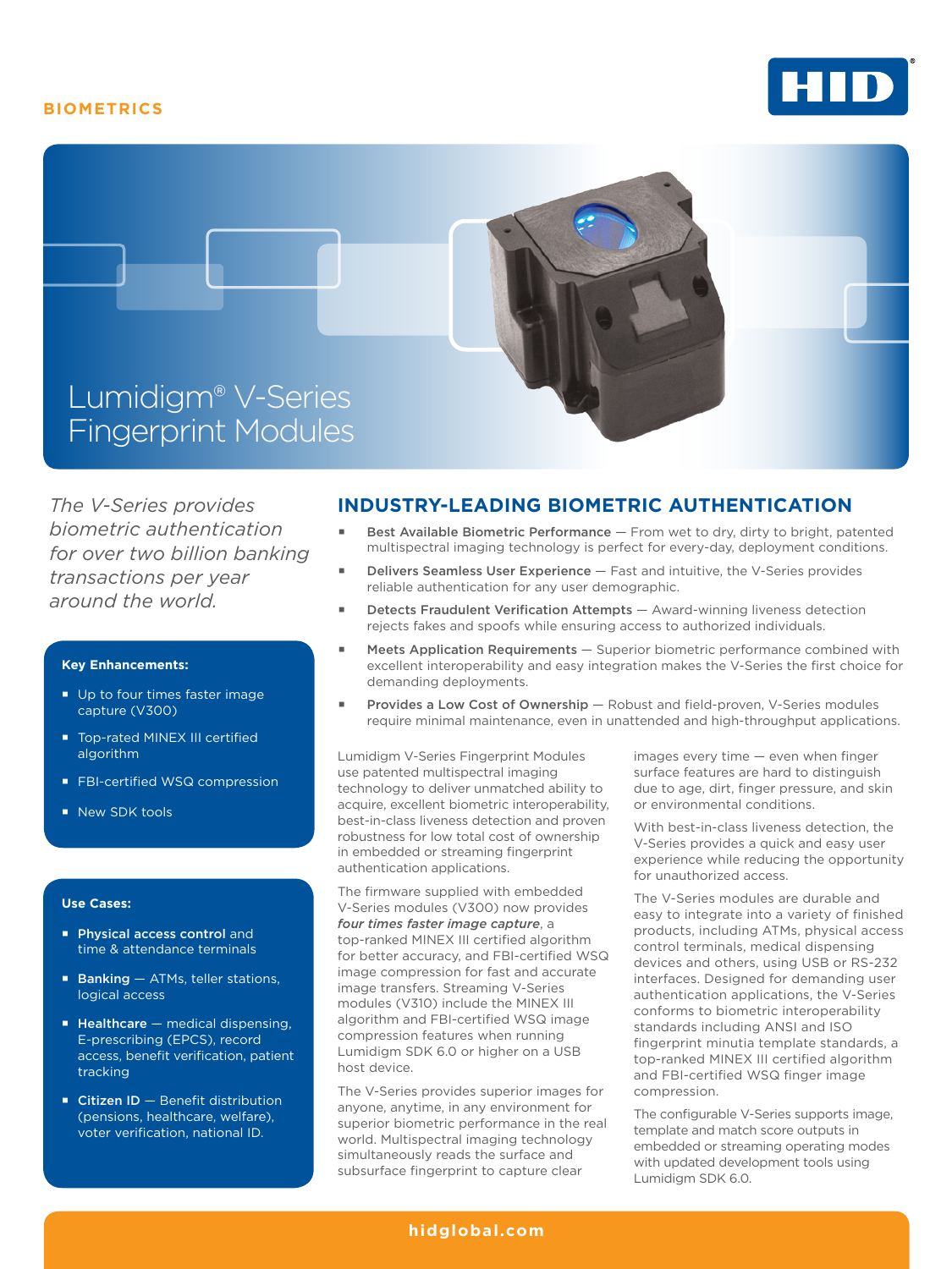BIOMETRICS

# Lumidigm® V-Series Fingerprint Modules

*The V-Series provides biometric authentication for over two billion banking transactions per year around the world.*

**Key Enhancements:**

- Up to four times faster image capture (V300)
- Top-rated MINEX III certified algorithm
- FBI-certified WSQ compression
- New SDK tools

**Use Cases:**

- **Physical access control** and time & attendance terminals
- **Banking** — ATMs, teller stations, logical access
- **Healthcare** — medical dispensing, E-prescribing (EPCS), record access, benefit verification, patient tracking
- **Citizen ID** — Benefit distribution (pensions, healthcare, welfare), voter verification, national ID.

## INDUSTRY-LEADING BIOMETRIC AUTHENTICATION

- **Best Available Biometric Performance** — From wet to dry, dirty to bright, patented multispectral imaging technology is perfect for every-day, deployment conditions.
- **Delivers Seamless User Experience** — Fast and intuitive, the V-Series provides reliable authentication for any user demographic.
- **Detects Fraudulent Verification Attempts** — Award-winning liveness detection rejects fakes and spoofs while ensuring access to authorized individuals.
- **Meets Application Requirements** — Superior biometric performance combined with excellent interoperability and easy integration makes the V-Series the first choice for demanding deployments.
- **Provides a Low Cost of Ownership** — Robust and field-proven, V-Series modules require minimal maintenance, even in unattended and high-throughput applications.

Lumidigm V-Series Fingerprint Modules use patented multispectral imaging technology to deliver unmatched ability to acquire, excellent biometric interoperability, best-in-class liveness detection and proven robustness for low total cost of ownership in embedded or streaming fingerprint authentication applications.

The firmware supplied with embedded V-Series modules (V300) now provides ***four times faster image capture***, a top-ranked MINEX III certified algorithm for better accuracy, and FBI-certified WSQ image compression for fast and accurate image transfers. Streaming V-Series modules (V310) include the MINEX III algorithm and FBI-certified WSQ image compression features when running Lumidigm SDK 6.0 or higher on a USB host device.

The V-Series provides superior images for anyone, anytime, in any environment for superior biometric performance in the real world. Multispectral imaging technology simultaneously reads the surface and subsurface fingerprint to capture clear images every time — even when finger surface features are hard to distinguish due to age, dirt, finger pressure, and skin or environmental conditions.

With best-in-class liveness detection, the V-Series provides a quick and easy user experience while reducing the opportunity for unauthorized access.

The V-Series modules are durable and easy to integrate into a variety of finished products, including ATMs, physical access control terminals, medical dispensing devices and others, using USB or RS-232 interfaces. Designed for demanding user authentication applications, the V-Series conforms to biometric interoperability standards including ANSI and ISO fingerprint minutia template standards, a top-ranked MINEX III certified algorithm and FBI-certified WSQ finger image compression.

The configurable V-Series supports image, template and match score outputs in embedded or streaming operating modes with updated development tools using Lumidigm SDK 6.0.

hidglobal.com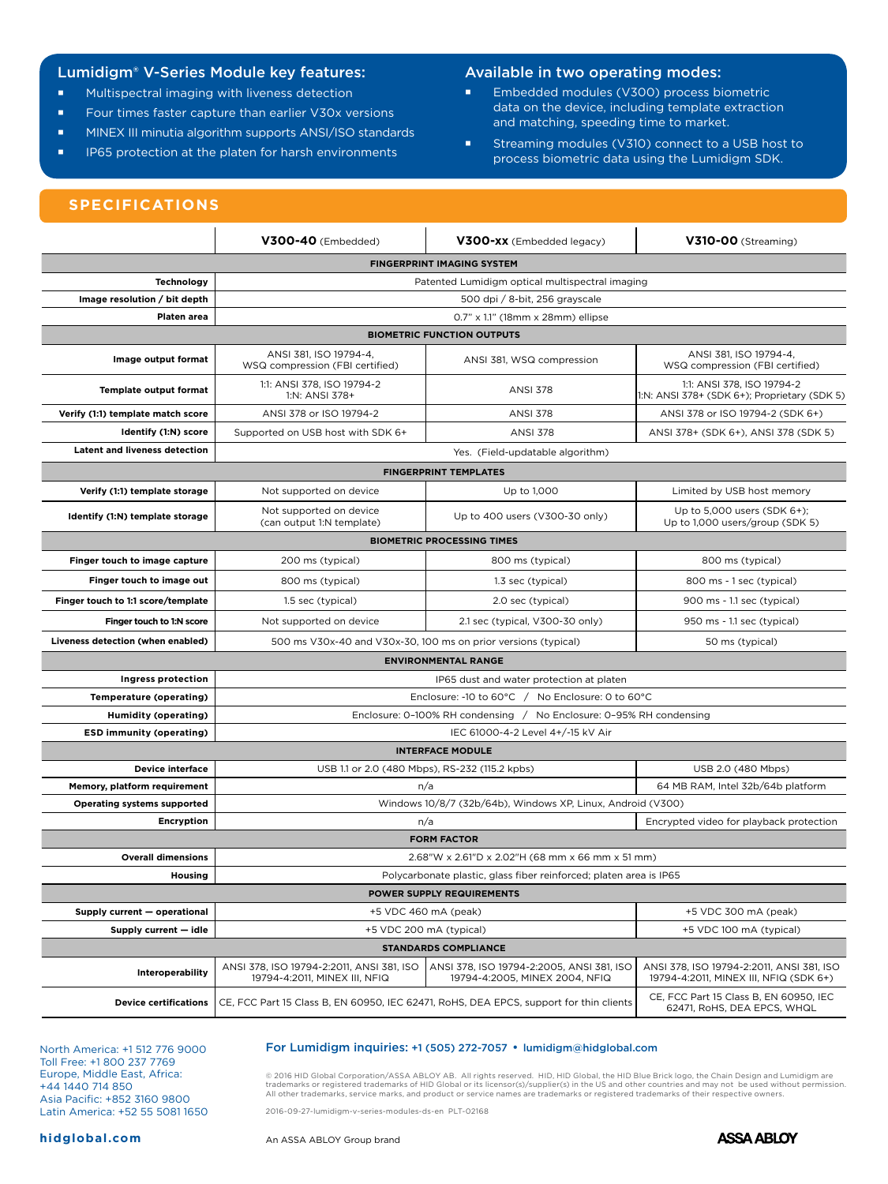## Lumidigm® V-Series Module key features:

- Multispectral imaging with liveness detection
- Four times faster capture than earlier V30x versions
- MINEX III minutia algorithm supports ANSI/ISO standards
- IP65 protection at the platen for harsh environments

## Available in two operating modes:

- Embedded modules (V300) process biometric data on the device, including template extraction and matching, speeding time to market.
- Streaming modules (V310) connect to a USB host to process biometric data using the Lumidigm SDK.

## SPECIFICATIONS

| | **V300-40** (Embedded) | **V300-xx** (Embedded legacy) | **V310-00** (Streaming) |
|---|---|---|---|
| **FINGERPRINT IMAGING SYSTEM** | | | |
| **Technology** | Patented Lumidigm optical multispectral imaging | | |
| **Image resolution / bit depth** | 500 dpi / 8-bit, 256 grayscale | | |
| **Platen area** | 0.7" x 1.1" (18mm x 28mm) ellipse | | |
| **BIOMETRIC FUNCTION OUTPUTS** | | | |
| **Image output format** | ANSI 381, ISO 19794-4, WSQ compression (FBI certified) | ANSI 381, WSQ compression | ANSI 381, ISO 19794-4, WSQ compression (FBI certified) |
| **Template output format** | 1:1: ANSI 378, ISO 19794-2 1:N: ANSI 378+ | ANSI 378 | 1:1: ANSI 378, ISO 19794-2 1:N: ANSI 378+ (SDK 6+); Proprietary (SDK 5) |
| **Verify (1:1) template match score** | ANSI 378 or ISO 19794-2 | ANSI 378 | ANSI 378 or ISO 19794-2 (SDK 6+) |
| **Identify (1:N) score** | Supported on USB host with SDK 6+ | ANSI 378 | ANSI 378+ (SDK 6+), ANSI 378 (SDK 5) |
| **Latent and liveness detection** | Yes. (Field-updatable algorithm) | | |
| **FINGERPRINT TEMPLATES** | | | |
| **Verify (1:1) template storage** | Not supported on device | Up to 1,000 | Limited by USB host memory |
| **Identify (1:N) template storage** | Not supported on device (can output 1:N template) | Up to 400 users (V300-30 only) | Up to 5,000 users (SDK 6+); Up to 1,000 users/group (SDK 5) |
| **BIOMETRIC PROCESSING TIMES** | | | |
| **Finger touch to image capture** | 200 ms (typical) | 800 ms (typical) | 800 ms (typical) |
| **Finger touch to image out** | 800 ms (typical) | 1.3 sec (typical) | 800 ms - 1 sec (typical) |
| **Finger touch to 1:1 score/template** | 1.5 sec (typical) | 2.0 sec (typical) | 900 ms - 1.1 sec (typical) |
| **Finger touch to 1:N score** | Not supported on device | 2.1 sec (typical, V300-30 only) | 950 ms - 1.1 sec (typical) |
| **Liveness detection (when enabled)** | 500 ms V30x-40 and V30x-30, 100 ms on prior versions (typical) | | 50 ms (typical) |
| **ENVIRONMENTAL RANGE** | | | |
| **Ingress protection** | IP65 dust and water protection at platen | | |
| **Temperature (operating)** | Enclosure: -10 to 60°C / No Enclosure: 0 to 60°C | | |
| **Humidity (operating)** | Enclosure: 0–100% RH condensing / No Enclosure: 0–95% RH condensing | | |
| **ESD immunity (operating)** | IEC 61000-4-2 Level 4+/-15 kV Air | | |
| **INTERFACE MODULE** | | | |
| **Device interface** | USB 1.1 or 2.0 (480 Mbps), RS-232 (115.2 kpbs) | | USB 2.0 (480 Mbps) |
| **Memory, platform requirement** | n/a | | 64 MB RAM, Intel 32b/64b platform |
| **Operating systems supported** | Windows 10/8/7 (32b/64b), Windows XP, Linux, Android (V300) | | |
| **Encryption** | n/a | | Encrypted video for playback protection |
| **FORM FACTOR** | | | |
| **Overall dimensions** | 2.68"W x 2.61"D x 2.02"H (68 mm x 66 mm x 51 mm) | | |
| **Housing** | Polycarbonate plastic, glass fiber reinforced; platen area is IP65 | | |
| **POWER SUPPLY REQUIREMENTS** | | | |
| **Supply current — operational** | +5 VDC 460 mA (peak) | | +5 VDC 300 mA (peak) |
| **Supply current — idle** | +5 VDC 200 mA (typical) | | +5 VDC 100 mA (typical) |
| **STANDARDS COMPLIANCE** | | | |
| **Interoperability** | ANSI 378, ISO 19794-2:2011, ANSI 381, ISO 19794-4:2011, MINEX III, NFIQ | ANSI 378, ISO 19794-2:2005, ANSI 381, ISO 19794-4:2005, MINEX 2004, NFIQ | ANSI 378, ISO 19794-2:2011, ANSI 381, ISO 19794-4:2011, MINEX III, NFIQ (SDK 6+) |
| **Device certifications** | CE, FCC Part 15 Class B, EN 60950, IEC 62471, RoHS, DEA EPCS, support for thin clients | | CE, FCC Part 15 Class B, EN 60950, IEC 62471, RoHS, DEA EPCS, WHQL |

North America: +1 512 776 9000
Toll Free: +1 800 237 7769
Europe, Middle East, Africa: +44 1440 714 850
Asia Pacific: +852 3160 9800
Latin America: +52 55 5081 1650

**hidglobal.com**

**For Lumidigm inquiries:** +1 (505) 272-7057 • lumidigm@hidglobal.com

© 2016 HID Global Corporation/ASSA ABLOY AB. All rights reserved. HID, HID Global, the HID Blue Brick logo, the Chain Design and Lumidigm are trademarks or registered trademarks of HID Global or its licensor(s)/supplier(s) in the US and other countries and may not be used without permission. All other trademarks, service marks, and product or service names are trademarks or registered trademarks of their respective owners.

2016-09-27-lumidigm-v-series-modules-ds-en PLT-02168

An ASSA ABLOY Group brand

ASSA ABLOY